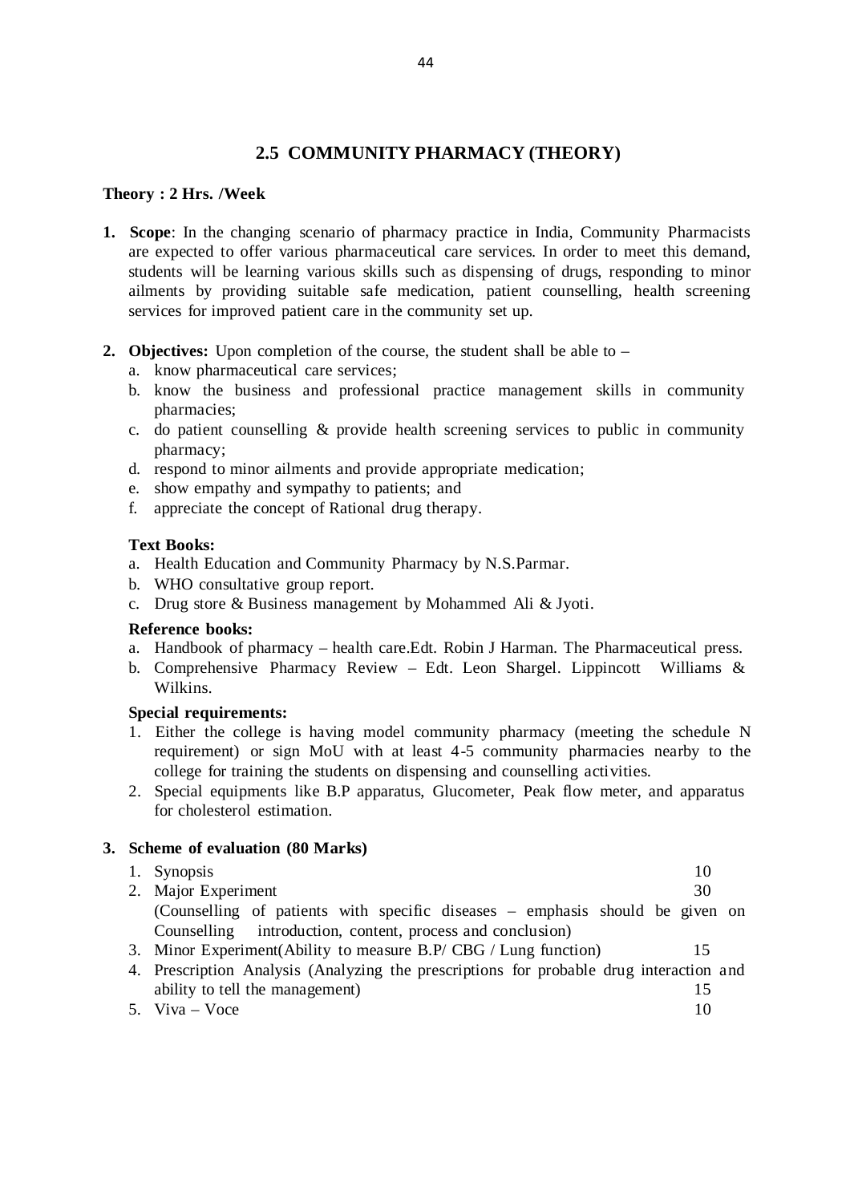## 2.5 COMMUNITY PHARMACY (THEORY)

**Theory : 2 Hrs. /Week**

1. **Scope**: In the changing scenario of pharmacy practice in India, Community Pharmacists are expected to offer various pharmaceutical care services. In order to meet this demand, students will be learning various skills such as dispensing of drugs, responding to minor ailments by providing suitable safe medication, patient counselling, health screening services for improved patient care in the community set up.

2. **Objectives:** Upon completion of the course, the student shall be able to –
   a. know pharmaceutical care services;
   b. know the business and professional practice management skills in community pharmacies;
   c. do patient counselling & provide health screening services to public in community pharmacy;
   d. respond to minor ailments and provide appropriate medication;
   e. show empathy and sympathy to patients; and
   f. appreciate the concept of Rational drug therapy.

   **Text Books:**
   a. Health Education and Community Pharmacy by N.S.Parmar.
   b. WHO consultative group report.
   c. Drug store & Business management by Mohammed Ali & Jyoti.

   **Reference books:**
   a. Handbook of pharmacy – health care.Edt. Robin J Harman. The Pharmaceutical press.
   b. Comprehensive Pharmacy Review – Edt. Leon Shargel. Lippincott Williams & Wilkins.

   **Special requirements:**
   1. Either the college is having model community pharmacy (meeting the schedule N requirement) or sign MoU with at least 4-5 community pharmacies nearby to the college for training the students on dispensing and counselling activities.
   2. Special equipments like B.P apparatus, Glucometer, Peak flow meter, and apparatus for cholesterol estimation.

3. **Scheme of evaluation (80 Marks)**
   1. Synopsis — 10
   2. Major Experiment — 30
      (Counselling of patients with specific diseases – emphasis should be given on Counselling introduction, content, process and conclusion)
   3. Minor Experiment(Ability to measure B.P/ CBG / Lung function) — 15
   4. Prescription Analysis (Analyzing the prescriptions for probable drug interaction and ability to tell the management) — 15
   5. Viva – Voce — 10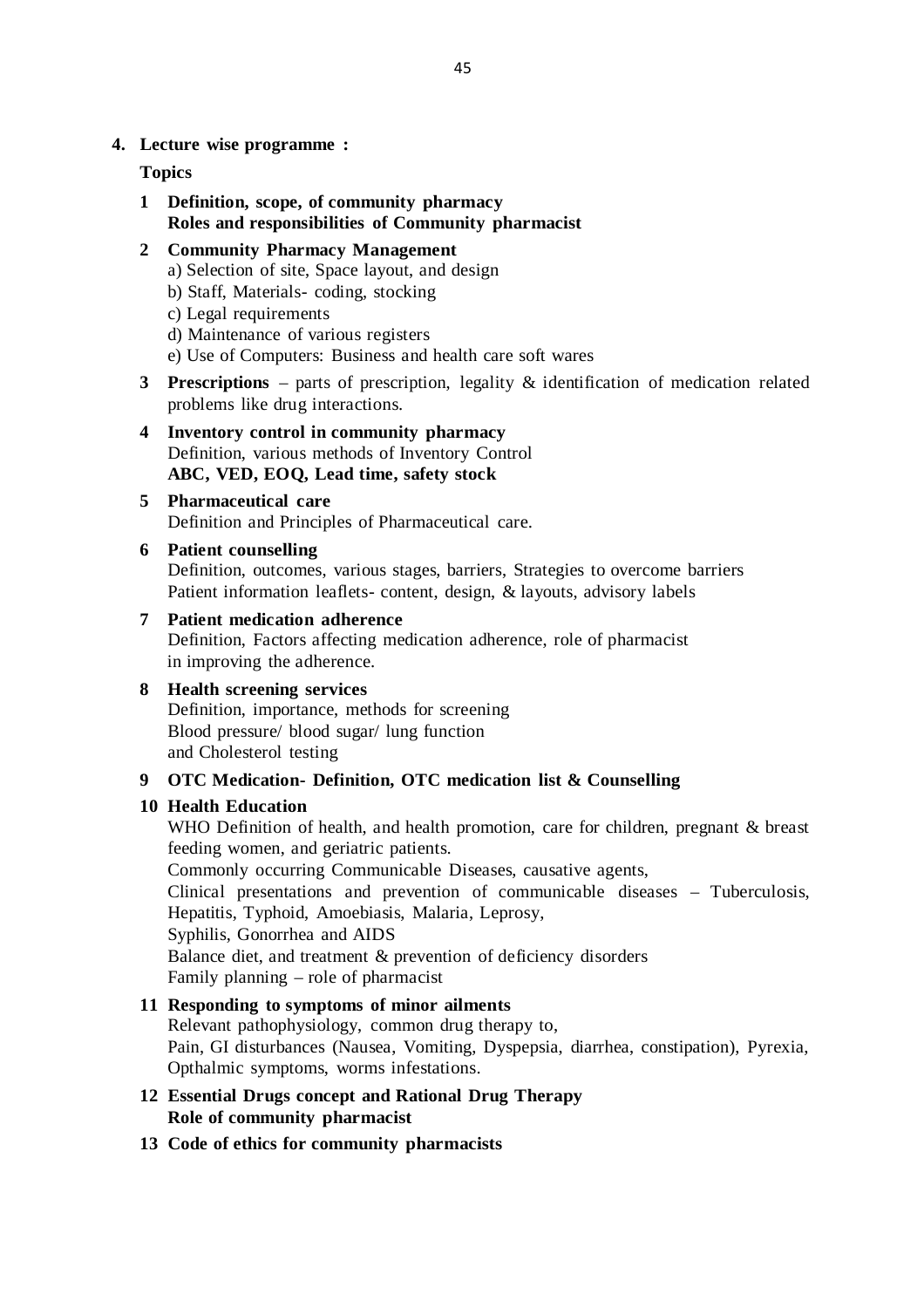**4. Lecture wise programme :**

**Topics**

**1 Definition, scope, of community pharmacy**
**Roles and responsibilities of Community pharmacist**

**2 Community Pharmacy Management**
a) Selection of site, Space layout, and design
b) Staff, Materials- coding, stocking
c) Legal requirements
d) Maintenance of various registers
e) Use of Computers: Business and health care soft wares

**3 Prescriptions** – parts of prescription, legality & identification of medication related problems like drug interactions.

**4 Inventory control in community pharmacy**
Definition, various methods of Inventory Control
**ABC, VED, EOQ, Lead time, safety stock**

**5 Pharmaceutical care**
Definition and Principles of Pharmaceutical care.

**6 Patient counselling**
Definition, outcomes, various stages, barriers, Strategies to overcome barriers
Patient information leaflets- content, design, & layouts, advisory labels

**7 Patient medication adherence**
Definition, Factors affecting medication adherence, role of pharmacist in improving the adherence.

**8 Health screening services**
Definition, importance, methods for screening
Blood pressure/ blood sugar/ lung function
and Cholesterol testing

**9 OTC Medication- Definition, OTC medication list & Counselling**

**10 Health Education**
WHO Definition of health, and health promotion, care for children, pregnant & breast feeding women, and geriatric patients.
Commonly occurring Communicable Diseases, causative agents,
Clinical presentations and prevention of communicable diseases – Tuberculosis, Hepatitis, Typhoid, Amoebiasis, Malaria, Leprosy,
Syphilis, Gonorrhea and AIDS
Balance diet, and treatment & prevention of deficiency disorders
Family planning – role of pharmacist

**11 Responding to symptoms of minor ailments**
Relevant pathophysiology, common drug therapy to,
Pain, GI disturbances (Nausea, Vomiting, Dyspepsia, diarrhea, constipation), Pyrexia, Opthalmic symptoms, worms infestations.

**12 Essential Drugs concept and Rational Drug Therapy**
**Role of community pharmacist**

**13 Code of ethics for community pharmacists**